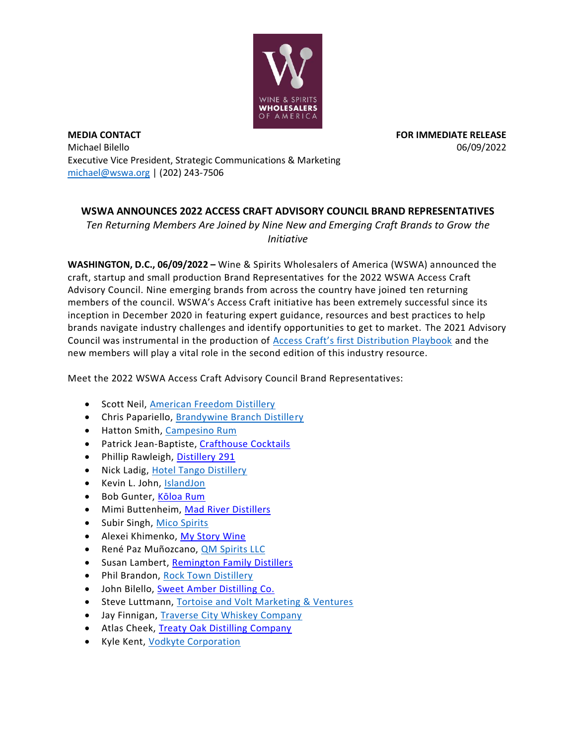**MEDIA CONTACT**
Michael Bilello
Executive Vice President, Strategic Communications & Marketing
michael@wswa.org | (202) 243-7506

**FOR IMMEDIATE RELEASE**
06/09/2022

## WSWA ANNOUNCES 2022 ACCESS CRAFT ADVISORY COUNCIL BRAND REPRESENTATIVES

*Ten Returning Members Are Joined by Nine New and Emerging Craft Brands to Grow the Initiative*

**WASHINGTON, D.C., 06/09/2022 –** Wine & Spirits Wholesalers of America (WSWA) announced the craft, startup and small production Brand Representatives for the 2022 WSWA Access Craft Advisory Council. Nine emerging brands from across the country have joined ten returning members of the council. WSWA's Access Craft initiative has been extremely successful since its inception in December 2020 in featuring expert guidance, resources and best practices to help brands navigate industry challenges and identify opportunities to get to market. The 2021 Advisory Council was instrumental in the production of Access Craft's first Distribution Playbook and the new members will play a vital role in the second edition of this industry resource.

Meet the 2022 WSWA Access Craft Advisory Council Brand Representatives:

- Scott Neil, American Freedom Distillery
- Chris Papariello, Brandywine Branch Distillery
- Hatton Smith, Campesino Rum
- Patrick Jean-Baptiste, Crafthouse Cocktails
- Phillip Rawleigh, Distillery 291
- Nick Ladig, Hotel Tango Distillery
- Kevin L. John, IslandJon
- Bob Gunter, Kōloa Rum
- Mimi Buttenheim, Mad River Distillers
- Subir Singh, Mico Spirits
- Alexei Khimenko, My Story Wine
- René Paz Muñozcano, QM Spirits LLC
- Susan Lambert, Remington Family Distillers
- Phil Brandon, Rock Town Distillery
- John Bilello, Sweet Amber Distilling Co.
- Steve Luttmann, Tortoise and Volt Marketing & Ventures
- Jay Finnigan, Traverse City Whiskey Company
- Atlas Cheek, Treaty Oak Distilling Company
- Kyle Kent, Vodkyte Corporation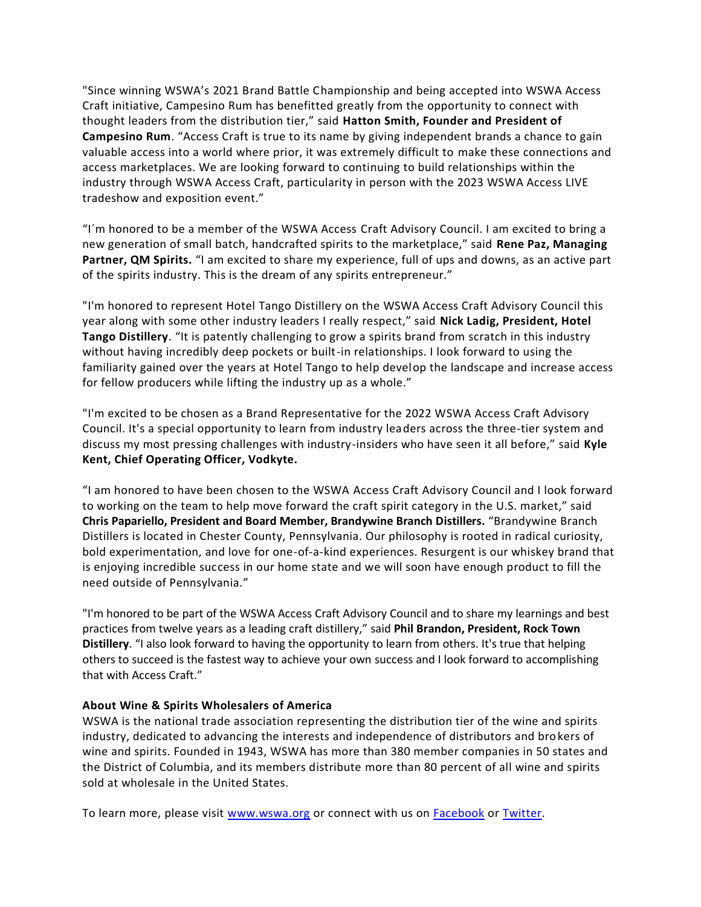"Since winning WSWA's 2021 Brand Battle Championship and being accepted into WSWA Access Craft initiative, Campesino Rum has benefitted greatly from the opportunity to connect with thought leaders from the distribution tier," said **Hatton Smith, Founder and President of Campesino Rum**. "Access Craft is true to its name by giving independent brands a chance to gain valuable access into a world where prior, it was extremely difficult to make these connections and access marketplaces. We are looking forward to continuing to build relationships within the industry through WSWA Access Craft, particularity in person with the 2023 WSWA Access LIVE tradeshow and exposition event."

"I´m honored to be a member of the WSWA Access Craft Advisory Council. I am excited to bring a new generation of small batch, handcrafted spirits to the marketplace," said **Rene Paz, Managing Partner, QM Spirits.** "I am excited to share my experience, full of ups and downs, as an active part of the spirits industry. This is the dream of any spirits entrepreneur."

"I'm honored to represent Hotel Tango Distillery on the WSWA Access Craft Advisory Council this year along with some other industry leaders I really respect," said **Nick Ladig, President, Hotel Tango Distillery**. "It is patently challenging to grow a spirits brand from scratch in this industry without having incredibly deep pockets or built-in relationships. I look forward to using the familiarity gained over the years at Hotel Tango to help develop the landscape and increase access for fellow producers while lifting the industry up as a whole."

"I'm excited to be chosen as a Brand Representative for the 2022 WSWA Access Craft Advisory Council. It's a special opportunity to learn from industry leaders across the three-tier system and discuss my most pressing challenges with industry-insiders who have seen it all before," said **Kyle Kent, Chief Operating Officer, Vodkyte.**

"I am honored to have been chosen to the WSWA Access Craft Advisory Council and I look forward to working on the team to help move forward the craft spirit category in the U.S. market," said **Chris Papariello, President and Board Member, Brandywine Branch Distillers.** "Brandywine Branch Distillers is located in Chester County, Pennsylvania. Our philosophy is rooted in radical curiosity, bold experimentation, and love for one-of-a-kind experiences. Resurgent is our whiskey brand that is enjoying incredible success in our home state and we will soon have enough product to fill the need outside of Pennsylvania."

"I'm honored to be part of the WSWA Access Craft Advisory Council and to share my learnings and best practices from twelve years as a leading craft distillery," said **Phil Brandon, President, Rock Town Distillery**. "I also look forward to having the opportunity to learn from others. It's true that helping others to succeed is the fastest way to achieve your own success and I look forward to accomplishing that with Access Craft."

**About Wine & Spirits Wholesalers of America**

WSWA is the national trade association representing the distribution tier of the wine and spirits industry, dedicated to advancing the interests and independence of distributors and brokers of wine and spirits. Founded in 1943, WSWA has more than 380 member companies in 50 states and the District of Columbia, and its members distribute more than 80 percent of all wine and spirits sold at wholesale in the United States.

To learn more, please visit www.wswa.org or connect with us on Facebook or Twitter.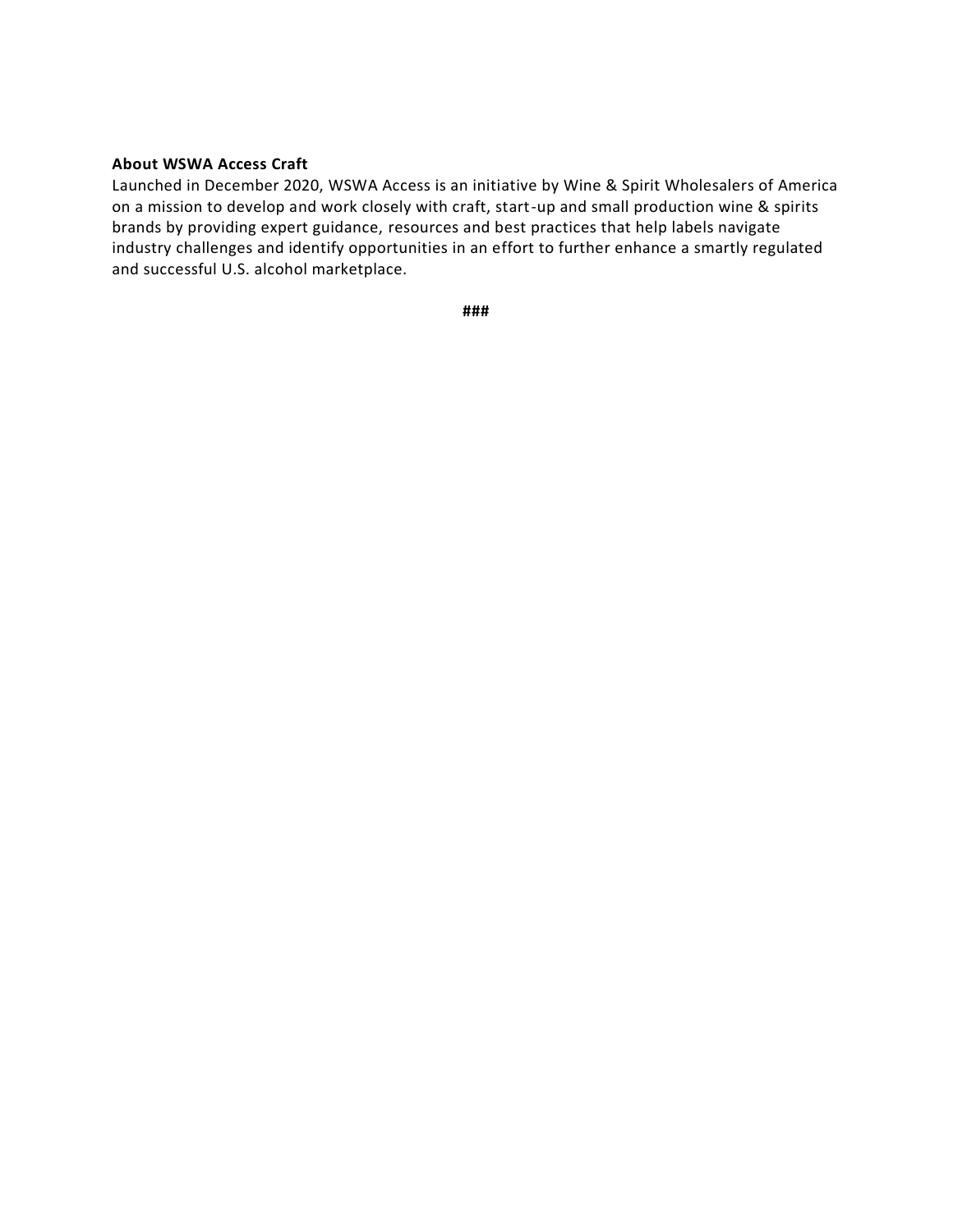**About WSWA Access Craft**

Launched in December 2020, WSWA Access is an initiative by Wine & Spirit Wholesalers of America on a mission to develop and work closely with craft, start-up and small production wine & spirits brands by providing expert guidance, resources and best practices that help labels navigate industry challenges and identify opportunities in an effort to further enhance a smartly regulated and successful U.S. alcohol marketplace.

**###**